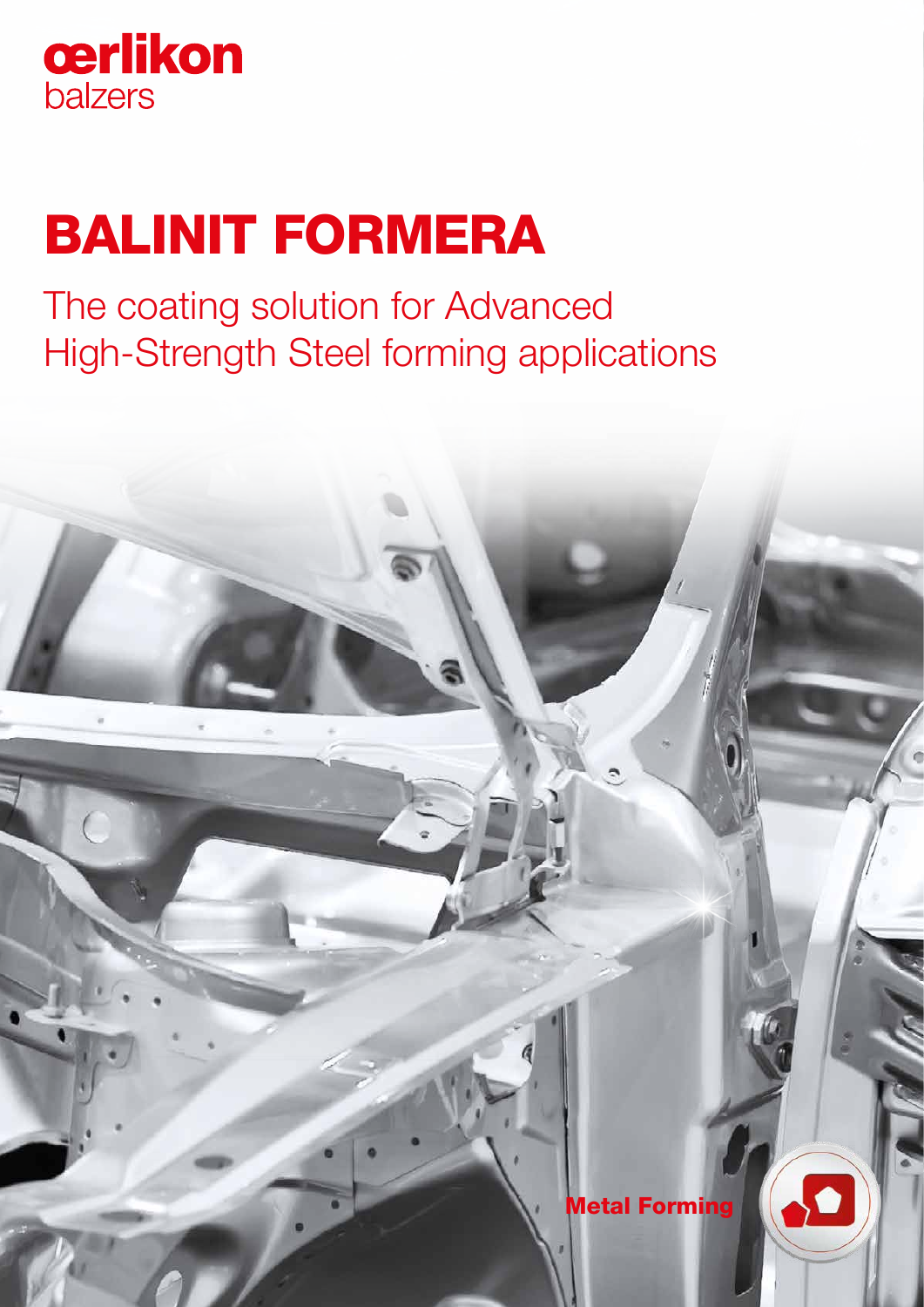oerlikon
balzers

# BALINIT FORMERA

## The coating solution for Advanced High-Strength Steel forming applications

Metal Forming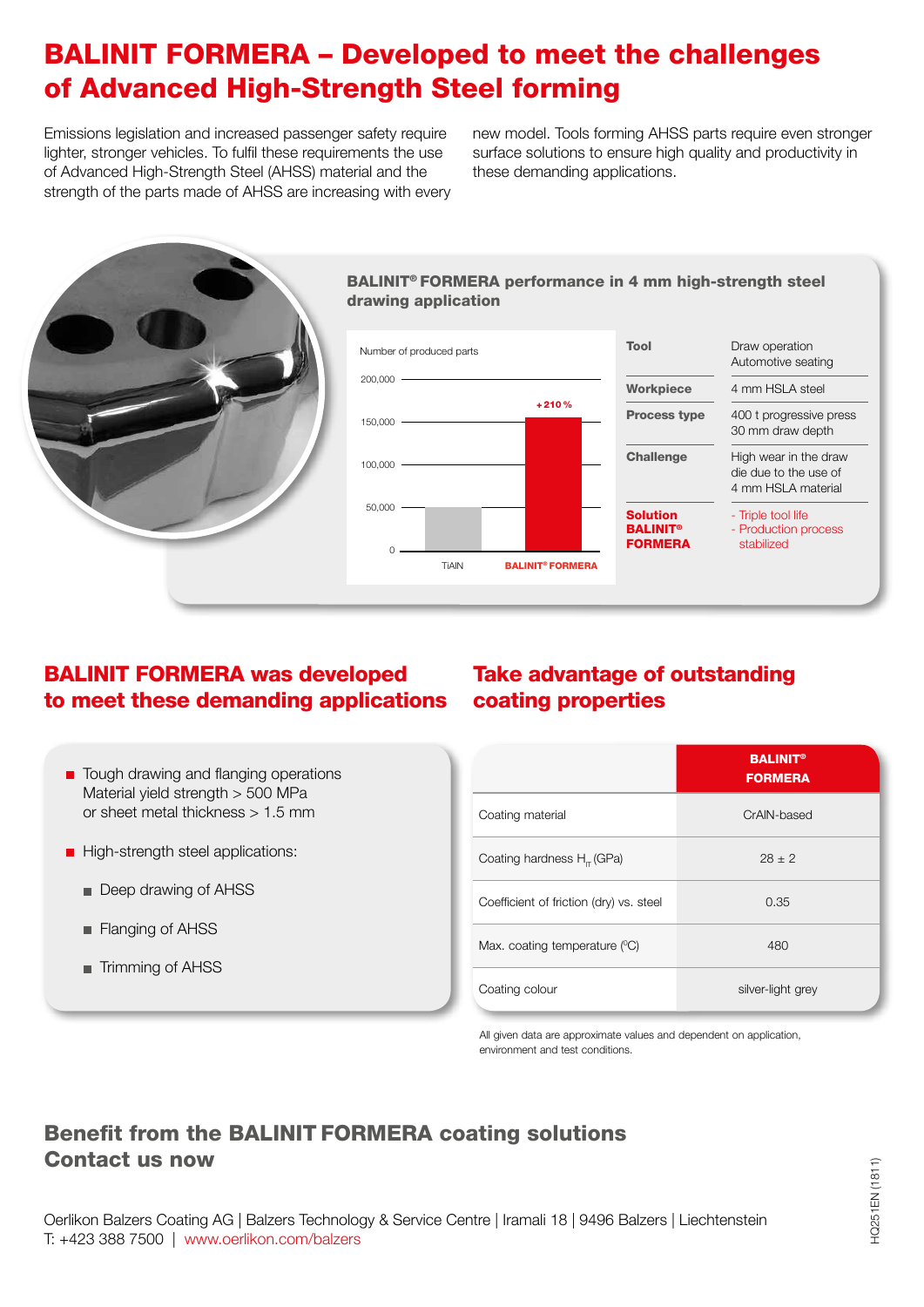# BALINIT FORMERA – Developed to meet the challenges of Advanced High-Strength Steel forming

Emissions legislation and increased passenger safety require lighter, stronger vehicles. To fulfil these requirements the use of Advanced High-Strength Steel (AHSS) material and the strength of the parts made of AHSS are increasing with every new model. Tools forming AHSS parts require even stronger surface solutions to ensure high quality and productivity in these demanding applications.

**BALINIT® FORMERA performance in 4 mm high-strength steel drawing application**

Number of produced parts

200,000

150,000

100,000

50,000

0

+210 %

TiAlN

BALINIT® FORMERA

| | |
|---|---|
| **Tool** | Draw operation Automotive seating |
| **Workpiece** | 4 mm HSLA steel |
| **Process type** | 400 t progressive press 30 mm draw depth |
| **Challenge** | High wear in the draw die due to the use of 4 mm HSLA material |
| **Solution BALINIT® FORMERA** | - Triple tool life<br>- Production process stabilized |

## BALINIT FORMERA was developed to meet these demanding applications

- Tough drawing and flanging operations Material yield strength > 500 MPa or sheet metal thickness > 1.5 mm
- High-strength steel applications:
  - Deep drawing of AHSS
  - Flanging of AHSS
  - Trimming of AHSS

## Take advantage of outstanding coating properties

| | BALINIT® FORMERA |
|---|---|
| Coating material | CrAlN-based |
| Coating hardness $H_{IT}$ (GPa) | 28 ± 2 |
| Coefficient of friction (dry) vs. steel | 0.35 |
| Max. coating temperature (°C) | 480 |
| Coating colour | silver-light grey |

All given data are approximate values and dependent on application, environment and test conditions.

## Benefit from the BALINIT FORMERA coating solutions Contact us now

Oerlikon Balzers Coating AG | Balzers Technology & Service Centre | Iramali 18 | 9496 Balzers | Liechtenstein
T: +423 388 7500 | www.oerlikon.com/balzers

HQ251EN (1811)